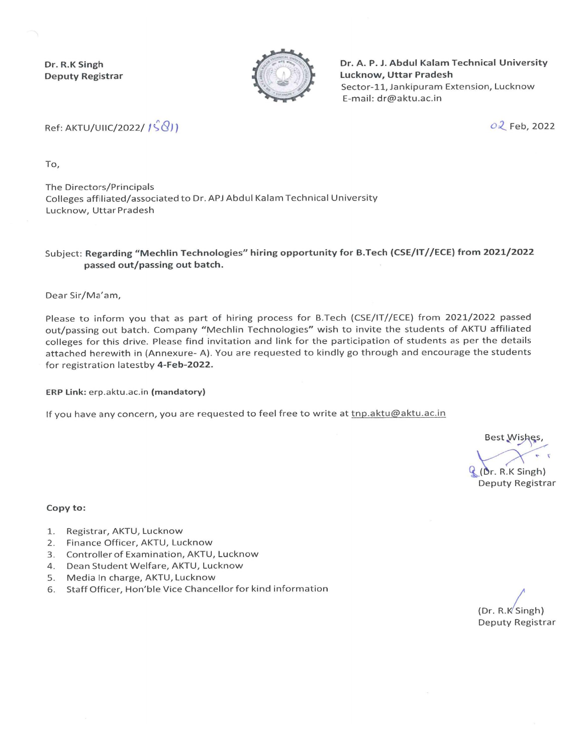**Dr. R.K Singh**
**Deputy Registrar**

**Dr. A. P. J. Abdul Kalam Technical University**
**Lucknow, Uttar Pradesh**
Sector-11, Jankipuram Extension, Lucknow
E-mail: dr@aktu.ac.in

Ref: AKTU/UIIC/2022/ 1581

02 Feb, 2022

To,

The Directors/Principals
Colleges affiliated/associated to Dr. APJ Abdul Kalam Technical University
Lucknow, Uttar Pradesh

Subject: **Regarding "Mechlin Technologies" hiring opportunity for B.Tech (CSE/IT//ECE) from 2021/2022 passed out/passing out batch.**

Dear Sir/Ma'am,

Please to inform you that as part of hiring process for B.Tech (CSE/IT//ECE) from 2021/2022 passed out/passing out batch. Company "Mechlin Technologies" wish to invite the students of AKTU affiliated colleges for this drive. Please find invitation and link for the participation of students as per the details attached herewith in (Annexure- A). You are requested to kindly go through and encourage the students for registration latestby **4-Feb-2022.**

**ERP Link:** erp.aktu.ac.in **(mandatory)**

If you have any concern, you are requested to feel free to write at tnp.aktu@aktu.ac.in

Best Wishes,

(Dr. R.K Singh)
Deputy Registrar

**Copy to:**

1. Registrar, AKTU, Lucknow
2. Finance Officer, AKTU, Lucknow
3. Controller of Examination, AKTU, Lucknow
4. Dean Student Welfare, AKTU, Lucknow
5. Media In charge, AKTU, Lucknow
6. Staff Officer, Hon'ble Vice Chancellor for kind information

(Dr. R.K Singh)
Deputy Registrar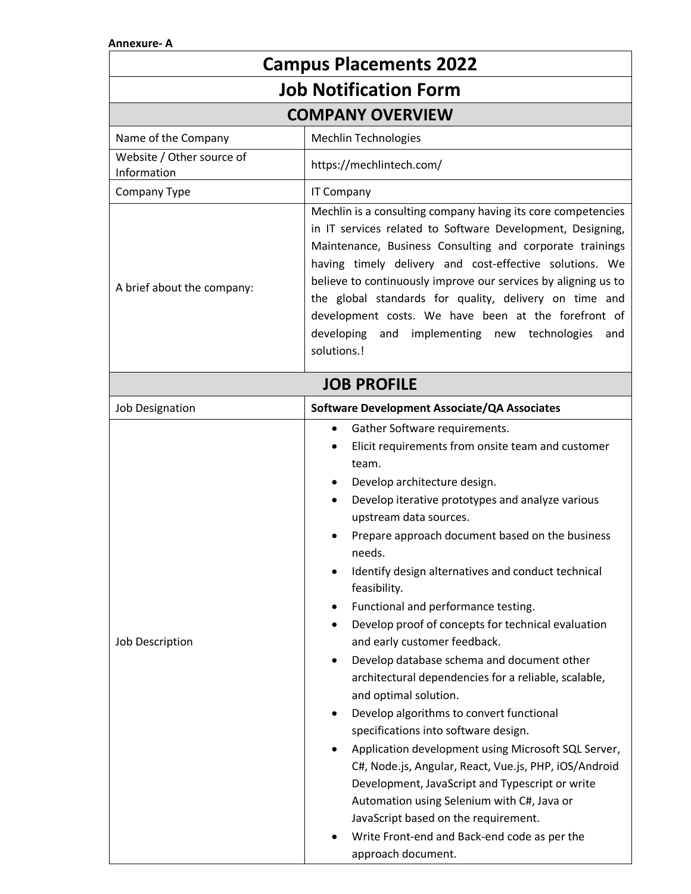Annexure- A

| Campus Placements 2022 | |
|---|---|
| **Job Notification Form** | |
| **COMPANY OVERVIEW** | |
| Name of the Company | Mechlin Technologies |
| Website / Other source of Information | https://mechlintech.com/ |
| Company Type | IT Company |
| A brief about the company: | Mechlin is a consulting company having its core competencies in IT services related to Software Development, Designing, Maintenance, Business Consulting and corporate trainings having timely delivery and cost-effective solutions. We believe to continuously improve our services by aligning us to the global standards for quality, delivery on time and development costs. We have been at the forefront of developing and implementing new technologies and solutions.! |
| **JOB PROFILE** | |
| Job Designation | **Software Development Associate/QA Associates** |
| Job Description | • Gather Software requirements.<br>• Elicit requirements from onsite team and customer team.<br>• Develop architecture design.<br>• Develop iterative prototypes and analyze various upstream data sources.<br>• Prepare approach document based on the business needs.<br>• Identify design alternatives and conduct technical feasibility.<br>• Functional and performance testing.<br>• Develop proof of concepts for technical evaluation and early customer feedback.<br>• Develop database schema and document other architectural dependencies for a reliable, scalable, and optimal solution.<br>• Develop algorithms to convert functional specifications into software design.<br>• Application development using Microsoft SQL Server, C#, Node.js, Angular, React, Vue.js, PHP, iOS/Android Development, JavaScript and Typescript or write Automation using Selenium with C#, Java or JavaScript based on the requirement.<br>• Write Front-end and Back-end code as per the approach document. |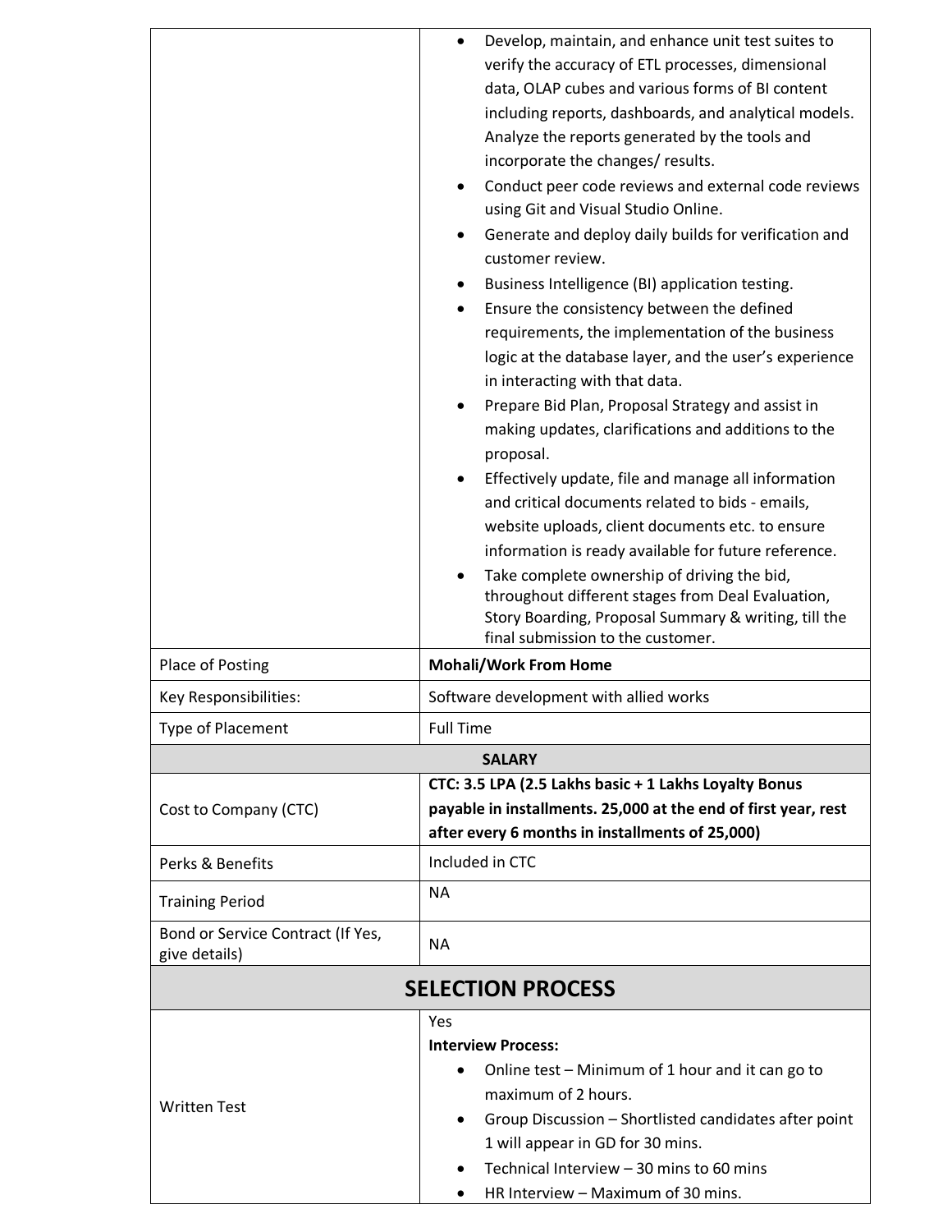| | |
|---|---|
| | <ul><li>Develop, maintain, and enhance unit test suites to verify the accuracy of ETL processes, dimensional data, OLAP cubes and various forms of BI content including reports, dashboards, and analytical models. Analyze the reports generated by the tools and incorporate the changes/ results.</li><li>Conduct peer code reviews and external code reviews using Git and Visual Studio Online.</li><li>Generate and deploy daily builds for verification and customer review.</li><li>Business Intelligence (BI) application testing.</li><li>Ensure the consistency between the defined requirements, the implementation of the business logic at the database layer, and the user's experience in interacting with that data.</li><li>Prepare Bid Plan, Proposal Strategy and assist in making updates, clarifications and additions to the proposal.</li><li>Effectively update, file and manage all information and critical documents related to bids - emails, website uploads, client documents etc. to ensure information is ready available for future reference.</li><li>Take complete ownership of driving the bid, throughout different stages from Deal Evaluation, Story Boarding, Proposal Summary & writing, till the final submission to the customer.</li></ul> |
| Place of Posting | **Mohali/Work From Home** |
| Key Responsibilities: | Software development with allied works |
| Type of Placement | Full Time |
| **SALARY** | |
| Cost to Company (CTC) | **CTC: 3.5 LPA (2.5 Lakhs basic + 1 Lakhs Loyalty Bonus payable in installments. 25,000 at the end of first year, rest after every 6 months in installments of 25,000)** |
| Perks & Benefits | Included in CTC |
| Training Period | NA |
| Bond or Service Contract (If Yes, give details) | NA |

## SELECTION PROCESS

| | |
|---|---|
| Written Test | Yes<br>**Interview Process:**<ul><li>Online test – Minimum of 1 hour and it can go to maximum of 2 hours.</li><li>Group Discussion – Shortlisted candidates after point 1 will appear in GD for 30 mins.</li><li>Technical Interview – 30 mins to 60 mins</li><li>HR Interview – Maximum of 30 mins.</li></ul> |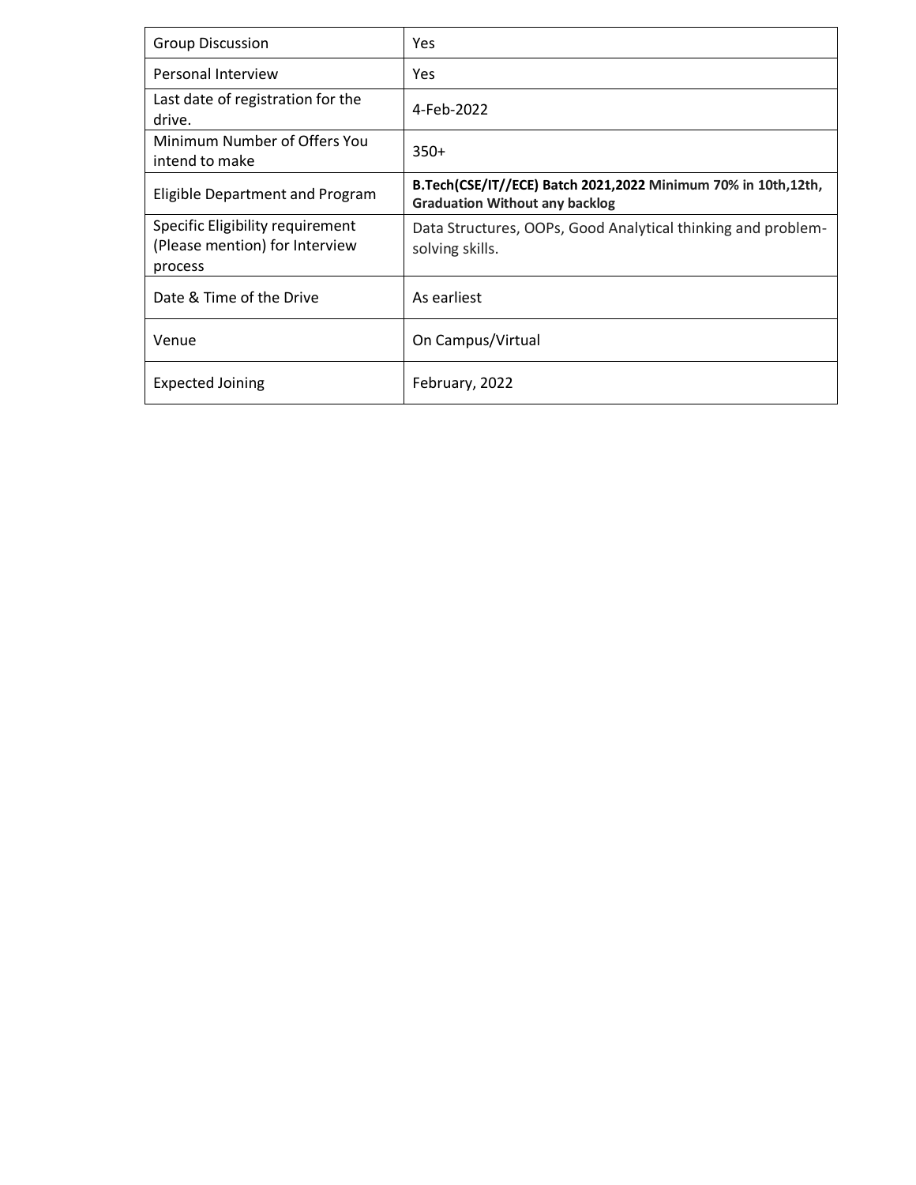| | |
|---|---|
| Group Discussion | Yes |
| Personal Interview | Yes |
| Last date of registration for the drive. | 4-Feb-2022 |
| Minimum Number of Offers You intend to make | 350+ |
| Eligible Department and Program | **B.Tech(CSE/IT//ECE) Batch 2021,2022 Minimum 70% in 10th,12th, Graduation Without any backlog** |
| Specific Eligibility requirement (Please mention) for Interview process | Data Structures, OOPs, Good Analytical thinking and problem-solving skills. |
| Date & Time of the Drive | As earliest |
| Venue | On Campus/Virtual |
| Expected Joining | February, 2022 |